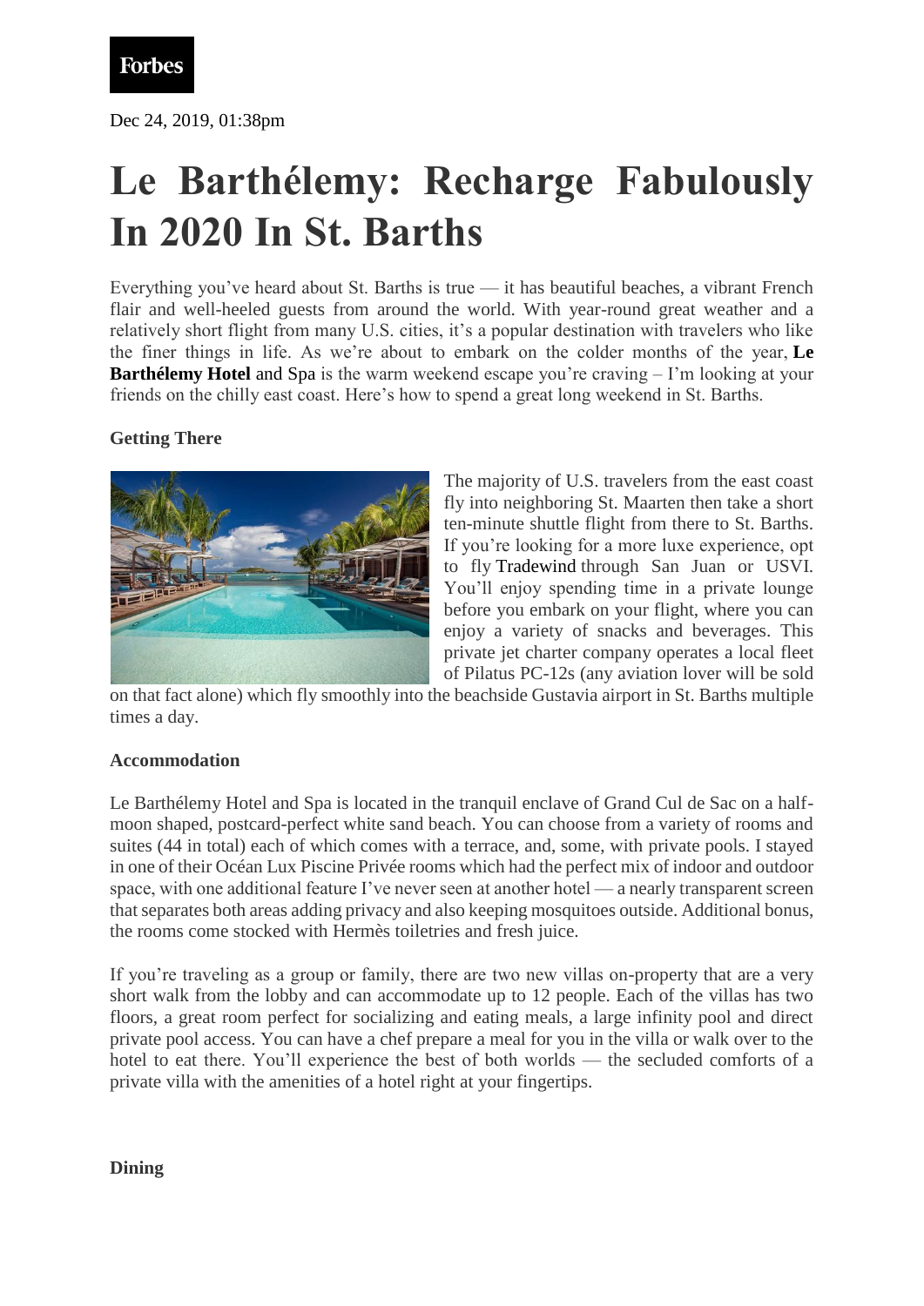Forbes

Dec 24, 2019, 01:38pm

# Le Barthélemy: Recharge Fabulously In 2020 In St. Barths

Everything you've heard about St. Barths is true — it has beautiful beaches, a vibrant French flair and well-heeled guests from around the world. With year-round great weather and a relatively short flight from many U.S. cities, it's a popular destination with travelers who like the finer things in life. As we're about to embark on the colder months of the year, **Le Barthélemy Hotel** and Spa is the warm weekend escape you're craving – I'm looking at your friends on the chilly east coast. Here's how to spend a great long weekend in St. Barths.

**Getting There**

The majority of U.S. travelers from the east coast fly into neighboring St. Maarten then take a short ten-minute shuttle flight from there to St. Barths. If you're looking for a more luxe experience, opt to fly Tradewind through San Juan or USVI. You'll enjoy spending time in a private lounge before you embark on your flight, where you can enjoy a variety of snacks and beverages. This private jet charter company operates a local fleet of Pilatus PC-12s (any aviation lover will be sold on that fact alone) which fly smoothly into the beachside Gustavia airport in St. Barths multiple times a day.

**Accommodation**

Le Barthélemy Hotel and Spa is located in the tranquil enclave of Grand Cul de Sac on a half-moon shaped, postcard-perfect white sand beach. You can choose from a variety of rooms and suites (44 in total) each of which comes with a terrace, and, some, with private pools. I stayed in one of their Océan Lux Piscine Privée rooms which had the perfect mix of indoor and outdoor space, with one additional feature I've never seen at another hotel — a nearly transparent screen that separates both areas adding privacy and also keeping mosquitoes outside. Additional bonus, the rooms come stocked with Hermès toiletries and fresh juice.

If you're traveling as a group or family, there are two new villas on-property that are a very short walk from the lobby and can accommodate up to 12 people. Each of the villas has two floors, a great room perfect for socializing and eating meals, a large infinity pool and direct private pool access. You can have a chef prepare a meal for you in the villa or walk over to the hotel to eat there. You'll experience the best of both worlds — the secluded comforts of a private villa with the amenities of a hotel right at your fingertips.

**Dining**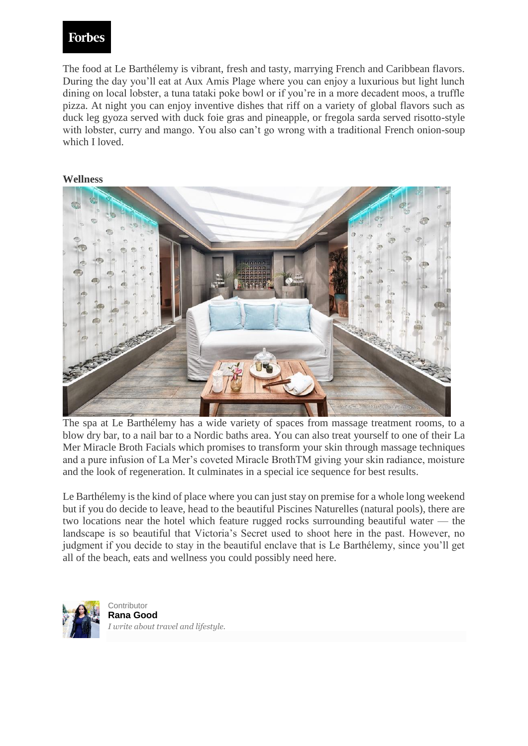The food at Le Barthélemy is vibrant, fresh and tasty, marrying French and Caribbean flavors. During the day you'll eat at Aux Amis Plage where you can enjoy a luxurious but light lunch dining on local lobster, a tuna tataki poke bowl or if you're in a more decadent moos, a truffle pizza. At night you can enjoy inventive dishes that riff on a variety of global flavors such as duck leg gyoza served with duck foie gras and pineapple, or fregola sarda served risotto-style with lobster, curry and mango. You also can't go wrong with a traditional French onion-soup which I loved.

**Wellness**

The spa at Le Barthélemy has a wide variety of spaces from massage treatment rooms, to a blow dry bar, to a nail bar to a Nordic baths area. You can also treat yourself to one of their La Mer Miracle Broth Facials which promises to transform your skin through massage techniques and a pure infusion of La Mer's coveted Miracle BrothTM giving your skin radiance, moisture and the look of regeneration. It culminates in a special ice sequence for best results.

Le Barthélemy is the kind of place where you can just stay on premise for a whole long weekend but if you do decide to leave, head to the beautiful Piscines Naturelles (natural pools), there are two locations near the hotel which feature rugged rocks surrounding beautiful water — the landscape is so beautiful that Victoria's Secret used to shoot here in the past. However, no judgment if you decide to stay in the beautiful enclave that is Le Barthélemy, since you'll get all of the beach, eats and wellness you could possibly need here.

Contributor
**Rana Good**
*I write about travel and lifestyle.*